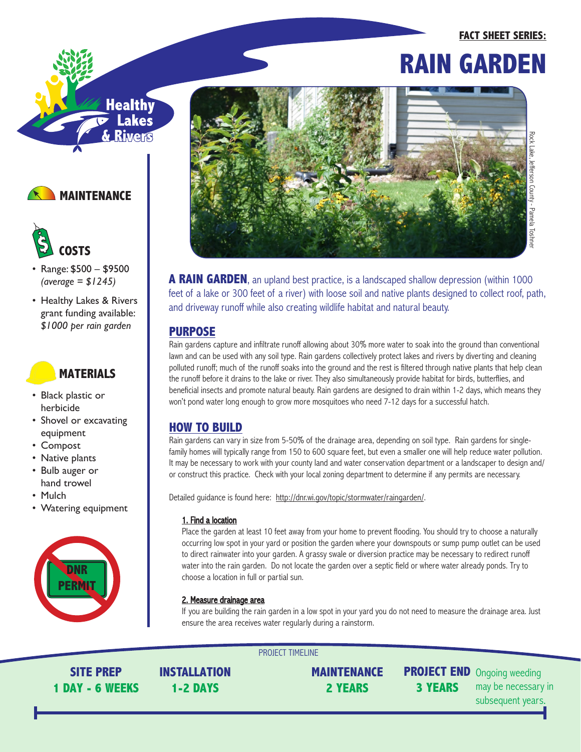FACT SHEET SERIES:

# RAIN GARDEN

Healthy Lakes & Rivers

## MAINTENANCE

## COSTS

- Range: $500 – $9500 *(average = $1245)*
- Healthy Lakes & Rivers grant funding available: *$1000 per rain garden*

## MATERIALS

- Black plastic or herbicide
- Shovel or excavating equipment
- Compost
- Native plants
- Bulb auger or hand trowel
- Mulch
- Watering equipment

DNR PERMIT

Rock Lake, Jefferson County - Pamela Toshner

**A RAIN GARDEN**, an upland best practice, is a landscaped shallow depression (within 1000 feet of a lake or 300 feet of a river) with loose soil and native plants designed to collect roof, path, and driveway runoff while also creating wildlife habitat and natural beauty.

## PURPOSE

Rain gardens capture and infiltrate runoff allowing about 30% more water to soak into the ground than conventional lawn and can be used with any soil type. Rain gardens collectively protect lakes and rivers by diverting and cleaning polluted runoff; much of the runoff soaks into the ground and the rest is filtered through native plants that help clean the runoff before it drains to the lake or river. They also simultaneously provide habitat for birds, butterflies, and beneficial insects and promote natural beauty. Rain gardens are designed to drain within 1-2 days, which means they won't pond water long enough to grow more mosquitoes who need 7-12 days for a successful hatch.

## HOW TO BUILD

Rain gardens can vary in size from 5-50% of the drainage area, depending on soil type. Rain gardens for single-family homes will typically range from 150 to 600 square feet, but even a smaller one will help reduce water pollution. It may be necessary to work with your county land and water conservation department or a landscaper to design and/or construct this practice. Check with your local zoning department to determine if any permits are necessary.

Detailed guidance is found here: http://dnr.wi.gov/topic/stormwater/raingarden/.

### 1. Find a location

Place the garden at least 10 feet away from your home to prevent flooding. You should try to choose a naturally occurring low spot in your yard or position the garden where your downspouts or sump pump outlet can be used to direct rainwater into your garden. A grassy swale or diversion practice may be necessary to redirect runoff water into the rain garden. Do not locate the garden over a septic field or where water already ponds. Try to choose a location in full or partial sun.

### 2. Measure drainage area

If you are building the rain garden in a low spot in your yard you do not need to measure the drainage area. Just ensure the area receives water regularly during a rainstorm.

PROJECT TIMELINE

| SITE PREP | INSTALLATION | MAINTENANCE | PROJECT END |
|---|---|---|---|
| 1 DAY - 6 WEEKS | 1-2 DAYS | 2 YEARS | 3 YEARS |

Ongoing weeding may be necessary in subsequent years.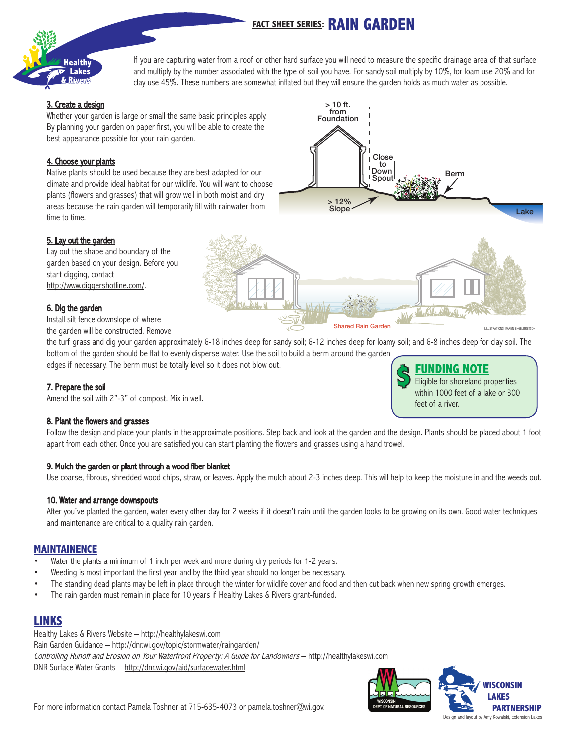# FACT SHEET SERIES: RAIN GARDEN

If you are capturing water from a roof or other hard surface you will need to measure the specific drainage area of that surface and multiply by the number associated with the type of soil you have. For sandy soil multiply by 10%, for loam use 20% and for clay use 45%. These numbers are somewhat inflated but they will ensure the garden holds as much water as possible.

### 3. Create a design

Whether your garden is large or small the same basic principles apply. By planning your garden on paper first, you will be able to create the best appearance possible for your rain garden.

### 4. Choose your plants

Native plants should be used because they are best adapted for our climate and provide ideal habitat for our wildlife. You will want to choose plants (flowers and grasses) that will grow well in both moist and dry areas because the rain garden will temporarily fill with rainwater from time to time.

> 10 ft. from Foundation

Close to Down Spout

Berm

> 12% Slope

Lake

### 5. Lay out the garden

Lay out the shape and boundary of the garden based on your design. Before you start digging, contact http://www.diggershotline.com/.

Shared Rain Garden

ILLUSTRATIONS: KAREN ENGELBRETSON

### 6. Dig the garden

Install silt fence downslope of where the garden will be constructed. Remove the turf grass and dig your garden approximately 6-18 inches deep for sandy soil; 6-12 inches deep for loamy soil; and 6-8 inches deep for clay soil. The bottom of the garden should be flat to evenly disperse water. Use the soil to build a berm around the garden edges if necessary. The berm must be totally level so it does not blow out.

> **FUNDING NOTE**
> Eligible for shoreland properties within 1000 feet of a lake or 300 feet of a river.

### 7. Prepare the soil

Amend the soil with 2"-3" of compost. Mix in well.

### 8. Plant the flowers and grasses

Follow the design and place your plants in the approximate positions. Step back and look at the garden and the design. Plants should be placed about 1 foot apart from each other. Once you are satisfied you can start planting the flowers and grasses using a hand trowel.

### 9. Mulch the garden or plant through a wood fiber blanket

Use coarse, fibrous, shredded wood chips, straw, or leaves. Apply the mulch about 2-3 inches deep. This will help to keep the moisture in and the weeds out.

### 10. Water and arrange downspouts

After you've planted the garden, water every other day for 2 weeks if it doesn't rain until the garden looks to be growing on its own. Good water techniques and maintenance are critical to a quality rain garden.

## MAINTAINENCE

- Water the plants a minimum of 1 inch per week and more during dry periods for 1-2 years.
- Weeding is most important the first year and by the third year should no longer be necessary.
- The standing dead plants may be left in place through the winter for wildlife cover and food and then cut back when new spring growth emerges.
- The rain garden must remain in place for 10 years if Healthy Lakes & Rivers grant-funded.

## LINKS

Healthy Lakes & Rivers Website – http://healthylakeswi.com
Rain Garden Guidance – http://dnr.wi.gov/topic/stormwater/raingarden/
*Controlling Runoff and Erosion on Your Waterfront Property: A Guide for Landowners* – http://healthylakeswi.com
DNR Surface Water Grants – http://dnr.wi.gov/aid/surfacewater.html

For more information contact Pamela Toshner at 715-635-4073 or pamela.toshner@wi.gov.

WISCONSIN DEPT. OF NATURAL RESOURCES

WISCONSIN LAKES PARTNERSHIP

Design and layout by Amy Kowalski, Extension Lakes